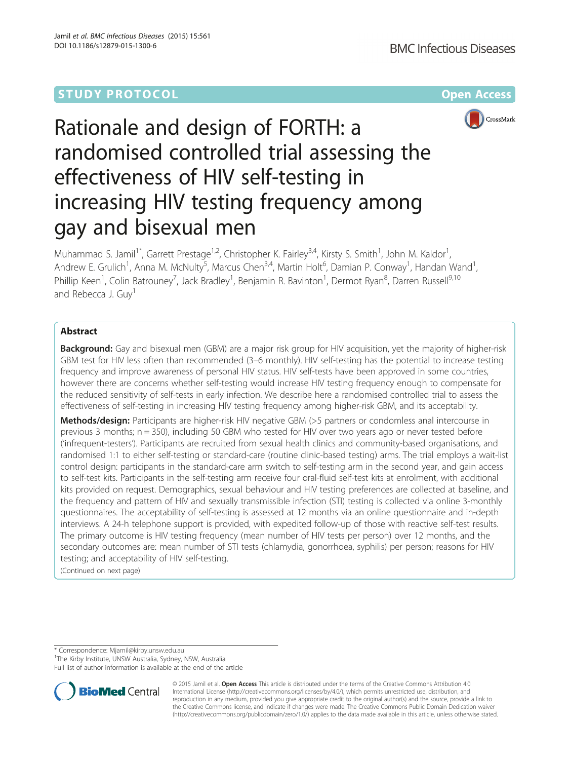STUDY PROTOCOL

Open Access

# Rationale and design of FORTH: a randomised controlled trial assessing the effectiveness of HIV self-testing in increasing HIV testing frequency among gay and bisexual men

Muhammad S. Jamil[1*], Garrett Prestage[1,2], Christopher K. Fairley[3,4], Kirsty S. Smith[1], John M. Kaldor[1], Andrew E. Grulich[1], Anna M. McNulty[5], Marcus Chen[3,4], Martin Holt[6], Damian P. Conway[1], Handan Wand[1], Phillip Keen[1], Colin Batrouney[7], Jack Bradley[1], Benjamin R. Bavinton[1], Dermot Ryan[8], Darren Russell[9,10] and Rebecca J. Guy[1]

## Abstract

**Background:** Gay and bisexual men (GBM) are a major risk group for HIV acquisition, yet the majority of higher-risk GBM test for HIV less often than recommended (3–6 monthly). HIV self-testing has the potential to increase testing frequency and improve awareness of personal HIV status. HIV self-tests have been approved in some countries, however there are concerns whether self-testing would increase HIV testing frequency enough to compensate for the reduced sensitivity of self-tests in early infection. We describe here a randomised controlled trial to assess the effectiveness of self-testing in increasing HIV testing frequency among higher-risk GBM, and its acceptability.

**Methods/design:** Participants are higher-risk HIV negative GBM (>5 partners or condomless anal intercourse in previous 3 months; n = 350), including 50 GBM who tested for HIV over two years ago or never tested before ('infrequent-testers'). Participants are recruited from sexual health clinics and community-based organisations, and randomised 1:1 to either self-testing or standard-care (routine clinic-based testing) arms. The trial employs a wait-list control design: participants in the standard-care arm switch to self-testing arm in the second year, and gain access to self-test kits. Participants in the self-testing arm receive four oral-fluid self-test kits at enrolment, with additional kits provided on request. Demographics, sexual behaviour and HIV testing preferences are collected at baseline, and the frequency and pattern of HIV and sexually transmissible infection (STI) testing is collected via online 3-monthly questionnaires. The acceptability of self-testing is assessed at 12 months via an online questionnaire and in-depth interviews. A 24-h telephone support is provided, with expedited follow-up of those with reactive self-test results. The primary outcome is HIV testing frequency (mean number of HIV tests per person) over 12 months, and the secondary outcomes are: mean number of STI tests (chlamydia, gonorrhoea, syphilis) per person; reasons for HIV testing; and acceptability of HIV self-testing.

(Continued on next page)

\* Correspondence: Mjamil@kirby.unsw.edu.au
[1]The Kirby Institute, UNSW Australia, Sydney, NSW, Australia
Full list of author information is available at the end of the article

© 2015 Jamil et al. **Open Access** This article is distributed under the terms of the Creative Commons Attribution 4.0 International License (http://creativecommons.org/licenses/by/4.0/), which permits unrestricted use, distribution, and reproduction in any medium, provided you give appropriate credit to the original author(s) and the source, provide a link to the Creative Commons license, and indicate if changes were made. The Creative Commons Public Domain Dedication waiver (http://creativecommons.org/publicdomain/zero/1.0/) applies to the data made available in this article, unless otherwise stated.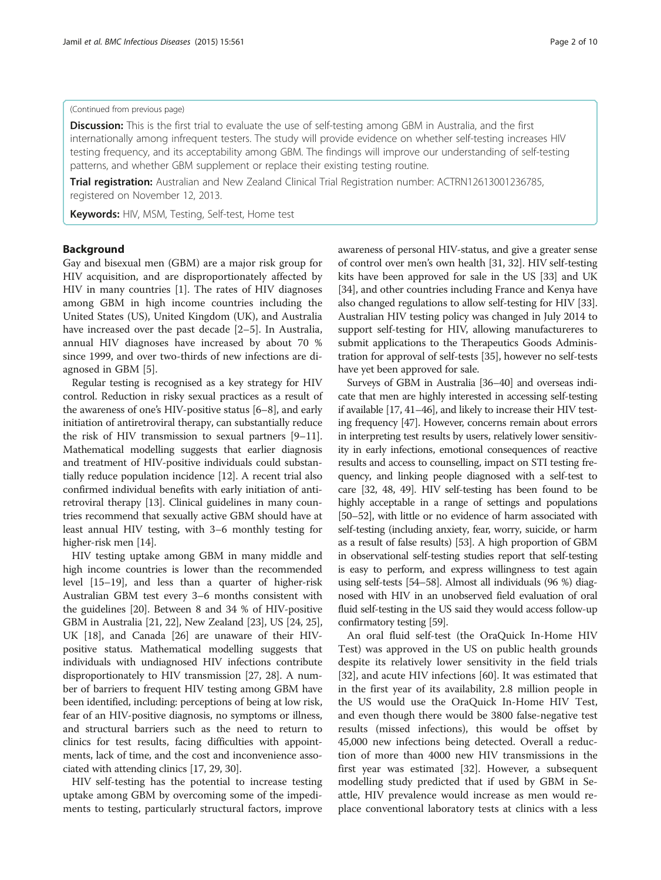(Continued from previous page)

**Discussion:** This is the first trial to evaluate the use of self-testing among GBM in Australia, and the first internationally among infrequent testers. The study will provide evidence on whether self-testing increases HIV testing frequency, and its acceptability among GBM. The findings will improve our understanding of self-testing patterns, and whether GBM supplement or replace their existing testing routine.

**Trial registration:** Australian and New Zealand Clinical Trial Registration number: ACTRN12613001236785, registered on November 12, 2013.

**Keywords:** HIV, MSM, Testing, Self-test, Home test

## Background

Gay and bisexual men (GBM) are a major risk group for HIV acquisition, and are disproportionately affected by HIV in many countries [1]. The rates of HIV diagnoses among GBM in high income countries including the United States (US), United Kingdom (UK), and Australia have increased over the past decade [2–5]. In Australia, annual HIV diagnoses have increased by about 70 % since 1999, and over two-thirds of new infections are diagnosed in GBM [5].

Regular testing is recognised as a key strategy for HIV control. Reduction in risky sexual practices as a result of the awareness of one's HIV-positive status [6–8], and early initiation of antiretroviral therapy, can substantially reduce the risk of HIV transmission to sexual partners [9–11]. Mathematical modelling suggests that earlier diagnosis and treatment of HIV-positive individuals could substantially reduce population incidence [12]. A recent trial also confirmed individual benefits with early initiation of antiretroviral therapy [13]. Clinical guidelines in many countries recommend that sexually active GBM should have at least annual HIV testing, with 3–6 monthly testing for higher-risk men [14].

HIV testing uptake among GBM in many middle and high income countries is lower than the recommended level [15–19], and less than a quarter of higher-risk Australian GBM test every 3–6 months consistent with the guidelines [20]. Between 8 and 34 % of HIV-positive GBM in Australia [21, 22], New Zealand [23], US [24, 25], UK [18], and Canada [26] are unaware of their HIV-positive status. Mathematical modelling suggests that individuals with undiagnosed HIV infections contribute disproportionately to HIV transmission [27, 28]. A number of barriers to frequent HIV testing among GBM have been identified, including: perceptions of being at low risk, fear of an HIV-positive diagnosis, no symptoms or illness, and structural barriers such as the need to return to clinics for test results, facing difficulties with appointments, lack of time, and the cost and inconvenience associated with attending clinics [17, 29, 30].

HIV self-testing has the potential to increase testing uptake among GBM by overcoming some of the impediments to testing, particularly structural factors, improve awareness of personal HIV-status, and give a greater sense of control over men's own health [31, 32]. HIV self-testing kits have been approved for sale in the US [33] and UK [34], and other countries including France and Kenya have also changed regulations to allow self-testing for HIV [33]. Australian HIV testing policy was changed in July 2014 to support self-testing for HIV, allowing manufactureres to submit applications to the Therapeutics Goods Administration for approval of self-tests [35], however no self-tests have yet been approved for sale.

Surveys of GBM in Australia [36–40] and overseas indicate that men are highly interested in accessing self-testing if available [17, 41–46], and likely to increase their HIV testing frequency [47]. However, concerns remain about errors in interpreting test results by users, relatively lower sensitivity in early infections, emotional consequences of reactive results and access to counselling, impact on STI testing frequency, and linking people diagnosed with a self-test to care [32, 48, 49]. HIV self-testing has been found to be highly acceptable in a range of settings and populations [50–52], with little or no evidence of harm associated with self-testing (including anxiety, fear, worry, suicide, or harm as a result of false results) [53]. A high proportion of GBM in observational self-testing studies report that self-testing is easy to perform, and express willingness to test again using self-tests [54–58]. Almost all individuals (96 %) diagnosed with HIV in an unobserved field evaluation of oral fluid self-testing in the US said they would access follow-up confirmatory testing [59].

An oral fluid self-test (the OraQuick In-Home HIV Test) was approved in the US on public health grounds despite its relatively lower sensitivity in the field trials [32], and acute HIV infections [60]. It was estimated that in the first year of its availability, 2.8 million people in the US would use the OraQuick In-Home HIV Test, and even though there would be 3800 false-negative test results (missed infections), this would be offset by 45,000 new infections being detected. Overall a reduction of more than 4000 new HIV transmissions in the first year was estimated [32]. However, a subsequent modelling study predicted that if used by GBM in Seattle, HIV prevalence would increase as men would replace conventional laboratory tests at clinics with a less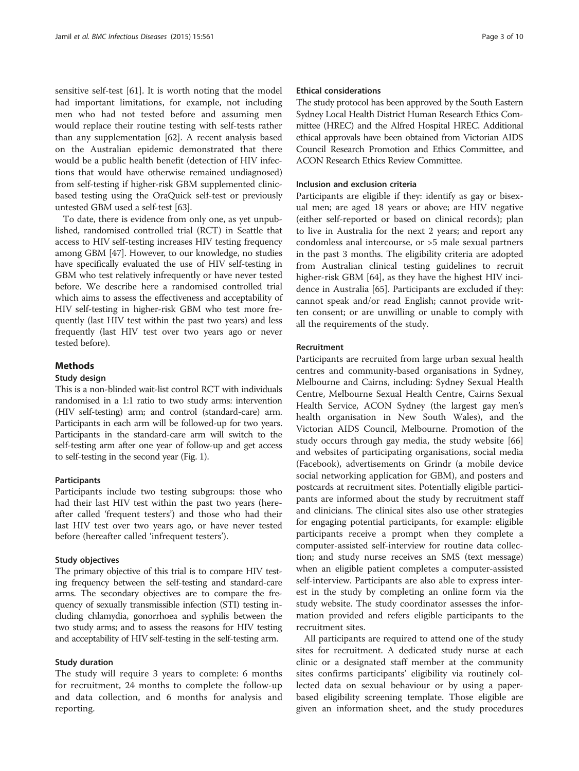sensitive self-test [61]. It is worth noting that the model had important limitations, for example, not including men who had not tested before and assuming men would replace their routine testing with self-tests rather than any supplementation [62]. A recent analysis based on the Australian epidemic demonstrated that there would be a public health benefit (detection of HIV infections that would have otherwise remained undiagnosed) from self-testing if higher-risk GBM supplemented clinic-based testing using the OraQuick self-test or previously untested GBM used a self-test [63].

To date, there is evidence from only one, as yet unpublished, randomised controlled trial (RCT) in Seattle that access to HIV self-testing increases HIV testing frequency among GBM [47]. However, to our knowledge, no studies have specifically evaluated the use of HIV self-testing in GBM who test relatively infrequently or have never tested before. We describe here a randomised controlled trial which aims to assess the effectiveness and acceptability of HIV self-testing in higher-risk GBM who test more frequently (last HIV test within the past two years) and less frequently (last HIV test over two years ago or never tested before).

## Methods

### Study design

This is a non-blinded wait-list control RCT with individuals randomised in a 1:1 ratio to two study arms: intervention (HIV self-testing) arm; and control (standard-care) arm. Participants in each arm will be followed-up for two years. Participants in the standard-care arm will switch to the self-testing arm after one year of follow-up and get access to self-testing in the second year (Fig. 1).

#### Participants

Participants include two testing subgroups: those who had their last HIV test within the past two years (hereafter called 'frequent testers') and those who had their last HIV test over two years ago, or have never tested before (hereafter called 'infrequent testers').

#### Study objectives

The primary objective of this trial is to compare HIV testing frequency between the self-testing and standard-care arms. The secondary objectives are to compare the frequency of sexually transmissible infection (STI) testing including chlamydia, gonorrhoea and syphilis between the two study arms; and to assess the reasons for HIV testing and acceptability of HIV self-testing in the self-testing arm.

#### Study duration

The study will require 3 years to complete: 6 months for recruitment, 24 months to complete the follow-up and data collection, and 6 months for analysis and reporting.

#### Ethical considerations

The study protocol has been approved by the South Eastern Sydney Local Health District Human Research Ethics Committee (HREC) and the Alfred Hospital HREC. Additional ethical approvals have been obtained from Victorian AIDS Council Research Promotion and Ethics Committee, and ACON Research Ethics Review Committee.

#### Inclusion and exclusion criteria

Participants are eligible if they: identify as gay or bisexual men; are aged 18 years or above; are HIV negative (either self-reported or based on clinical records); plan to live in Australia for the next 2 years; and report any condomless anal intercourse, or >5 male sexual partners in the past 3 months. The eligibility criteria are adopted from Australian clinical testing guidelines to recruit higher-risk GBM [64], as they have the highest HIV incidence in Australia [65]. Participants are excluded if they: cannot speak and/or read English; cannot provide written consent; or are unwilling or unable to comply with all the requirements of the study.

#### Recruitment

Participants are recruited from large urban sexual health centres and community-based organisations in Sydney, Melbourne and Cairns, including: Sydney Sexual Health Centre, Melbourne Sexual Health Centre, Cairns Sexual Health Service, ACON Sydney (the largest gay men's health organisation in New South Wales), and the Victorian AIDS Council, Melbourne. Promotion of the study occurs through gay media, the study website [66] and websites of participating organisations, social media (Facebook), advertisements on Grindr (a mobile device social networking application for GBM), and posters and postcards at recruitment sites. Potentially eligible participants are informed about the study by recruitment staff and clinicians. The clinical sites also use other strategies for engaging potential participants, for example: eligible participants receive a prompt when they complete a computer-assisted self-interview for routine data collection; and study nurse receives an SMS (text message) when an eligible patient completes a computer-assisted self-interview. Participants are also able to express interest in the study by completing an online form via the study website. The study coordinator assesses the information provided and refers eligible participants to the recruitment sites.

All participants are required to attend one of the study sites for recruitment. A dedicated study nurse at each clinic or a designated staff member at the community sites confirms participants' eligibility via routinely collected data on sexual behaviour or by using a paper-based eligibility screening template. Those eligible are given an information sheet, and the study procedures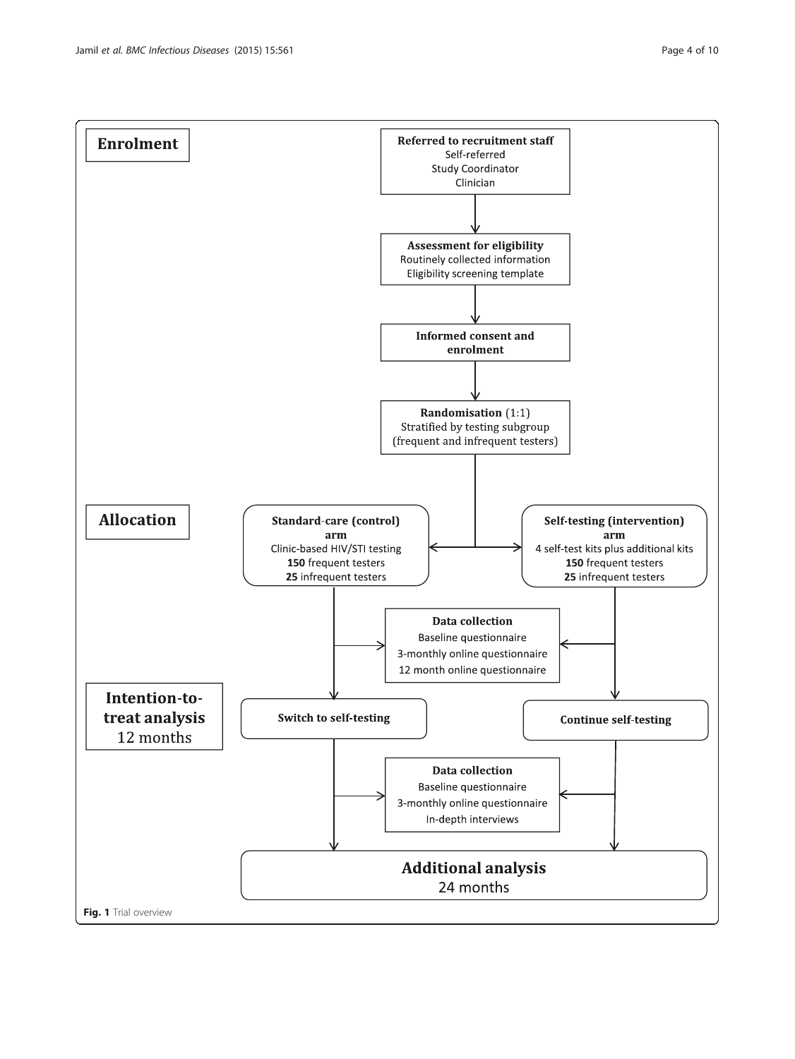**Enrolment**

**Referred to recruitment staff**
Self-referred
Study Coordinator
Clinician

**Assessment for eligibility**
Routinely collected information
Eligibility screening template

**Informed consent and enrolment**

**Randomisation** (1:1)
Stratified by testing subgroup
(frequent and infrequent testers)

**Allocation**

**Standard-care (control) arm**
Clinic-based HIV/STI testing
**150** frequent testers
**25** infrequent testers

**Self-testing (intervention) arm**
4 self-test kits plus additional kits
**150** frequent testers
**25** infrequent testers

**Data collection**
Baseline questionnaire
3-monthly online questionnaire
12 month online questionnaire

**Intention-to-treat analysis**
12 months

**Switch to self-testing**

**Continue self-testing**

**Data collection**
Baseline questionnaire
3-monthly online questionnaire
In-depth interviews

**Additional analysis**
24 months

**Fig. 1** Trial overview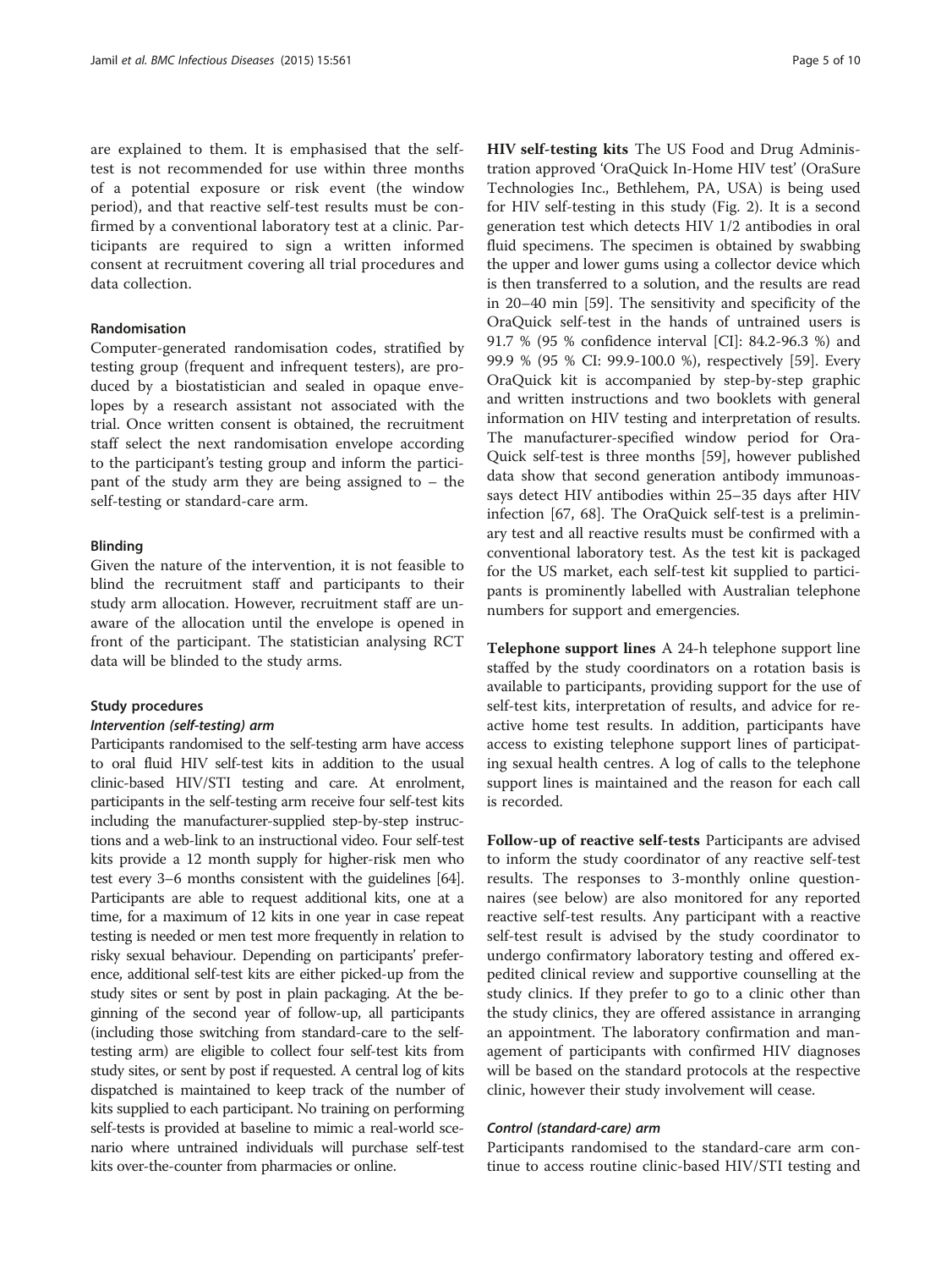are explained to them. It is emphasised that the self-test is not recommended for use within three months of a potential exposure or risk event (the window period), and that reactive self-test results must be confirmed by a conventional laboratory test at a clinic. Participants are required to sign a written informed consent at recruitment covering all trial procedures and data collection.

### Randomisation

Computer-generated randomisation codes, stratified by testing group (frequent and infrequent testers), are produced by a biostatistician and sealed in opaque envelopes by a research assistant not associated with the trial. Once written consent is obtained, the recruitment staff select the next randomisation envelope according to the participant's testing group and inform the participant of the study arm they are being assigned to – the self-testing or standard-care arm.

### Blinding

Given the nature of the intervention, it is not feasible to blind the recruitment staff and participants to their study arm allocation. However, recruitment staff are unaware of the allocation until the envelope is opened in front of the participant. The statistician analysing RCT data will be blinded to the study arms.

### Study procedures

#### *Intervention (self-testing) arm*

Participants randomised to the self-testing arm have access to oral fluid HIV self-test kits in addition to the usual clinic-based HIV/STI testing and care. At enrolment, participants in the self-testing arm receive four self-test kits including the manufacturer-supplied step-by-step instructions and a web-link to an instructional video. Four self-test kits provide a 12 month supply for higher-risk men who test every 3–6 months consistent with the guidelines [64]. Participants are able to request additional kits, one at a time, for a maximum of 12 kits in one year in case repeat testing is needed or men test more frequently in relation to risky sexual behaviour. Depending on participants' preference, additional self-test kits are either picked-up from the study sites or sent by post in plain packaging. At the beginning of the second year of follow-up, all participants (including those switching from standard-care to the self-testing arm) are eligible to collect four self-test kits from study sites, or sent by post if requested. A central log of kits dispatched is maintained to keep track of the number of kits supplied to each participant. No training on performing self-tests is provided at baseline to mimic a real-world scenario where untrained individuals will purchase self-test kits over-the-counter from pharmacies or online.

**HIV self-testing kits** The US Food and Drug Administration approved 'OraQuick In-Home HIV test' (OraSure Technologies Inc., Bethlehem, PA, USA) is being used for HIV self-testing in this study (Fig. 2). It is a second generation test which detects HIV 1/2 antibodies in oral fluid specimens. The specimen is obtained by swabbing the upper and lower gums using a collector device which is then transferred to a solution, and the results are read in 20–40 min [59]. The sensitivity and specificity of the OraQuick self-test in the hands of untrained users is 91.7 % (95 % confidence interval [CI]: 84.2-96.3 %) and 99.9 % (95 % CI: 99.9-100.0 %), respectively [59]. Every OraQuick kit is accompanied by step-by-step graphic and written instructions and two booklets with general information on HIV testing and interpretation of results. The manufacturer-specified window period for OraQuick self-test is three months [59], however published data show that second generation antibody immunoassays detect HIV antibodies within 25–35 days after HIV infection [67, 68]. The OraQuick self-test is a preliminary test and all reactive results must be confirmed with a conventional laboratory test. As the test kit is packaged for the US market, each self-test kit supplied to participants is prominently labelled with Australian telephone numbers for support and emergencies.

**Telephone support lines** A 24-h telephone support line staffed by the study coordinators on a rotation basis is available to participants, providing support for the use of self-test kits, interpretation of results, and advice for reactive home test results. In addition, participants have access to existing telephone support lines of participating sexual health centres. A log of calls to the telephone support lines is maintained and the reason for each call is recorded.

**Follow-up of reactive self-tests** Participants are advised to inform the study coordinator of any reactive self-test results. The responses to 3-monthly online questionnaires (see below) are also monitored for any reported reactive self-test results. Any participant with a reactive self-test result is advised by the study coordinator to undergo confirmatory laboratory testing and offered expedited clinical review and supportive counselling at the study clinics. If they prefer to go to a clinic other than the study clinics, they are offered assistance in arranging an appointment. The laboratory confirmation and management of participants with confirmed HIV diagnoses will be based on the standard protocols at the respective clinic, however their study involvement will cease.

#### *Control (standard-care) arm*

Participants randomised to the standard-care arm continue to access routine clinic-based HIV/STI testing and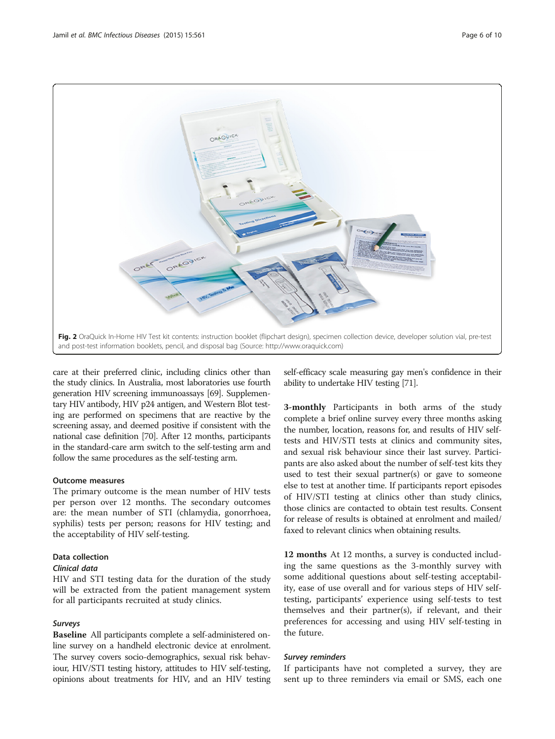Fig. 2 OraQuick In-Home HIV Test kit contents: instruction booklet (flipchart design), specimen collection device, developer solution vial, pre-test and post-test information booklets, pencil, and disposal bag (Source: http://www.oraquick.com)

care at their preferred clinic, including clinics other than the study clinics. In Australia, most laboratories use fourth generation HIV screening immunoassays [69]. Supplementary HIV antibody, HIV p24 antigen, and Western Blot testing are performed on specimens that are reactive by the screening assay, and deemed positive if consistent with the national case definition [70]. After 12 months, participants in the standard-care arm switch to the self-testing arm and follow the same procedures as the self-testing arm.

### Outcome measures

The primary outcome is the mean number of HIV tests per person over 12 months. The secondary outcomes are: the mean number of STI (chlamydia, gonorrhoea, syphilis) tests per person; reasons for HIV testing; and the acceptability of HIV self-testing.

### Data collection

#### *Clinical data*

HIV and STI testing data for the duration of the study will be extracted from the patient management system for all participants recruited at study clinics.

#### *Surveys*

**Baseline** All participants complete a self-administered online survey on a handheld electronic device at enrolment. The survey covers socio-demographics, sexual risk behaviour, HIV/STI testing history, attitudes to HIV self-testing, opinions about treatments for HIV, and an HIV testing self-efficacy scale measuring gay men's confidence in their ability to undertake HIV testing [71].

**3-monthly** Participants in both arms of the study complete a brief online survey every three months asking the number, location, reasons for, and results of HIV self-tests and HIV/STI tests at clinics and community sites, and sexual risk behaviour since their last survey. Participants are also asked about the number of self-test kits they used to test their sexual partner(s) or gave to someone else to test at another time. If participants report episodes of HIV/STI testing at clinics other than study clinics, those clinics are contacted to obtain test results. Consent for release of results is obtained at enrolment and mailed/faxed to relevant clinics when obtaining results.

**12 months** At 12 months, a survey is conducted including the same questions as the 3-monthly survey with some additional questions about self-testing acceptability, ease of use overall and for various steps of HIV self-testing, participants' experience using self-tests to test themselves and their partner(s), if relevant, and their preferences for accessing and using HIV self-testing in the future.

#### *Survey reminders*

If participants have not completed a survey, they are sent up to three reminders via email or SMS, each one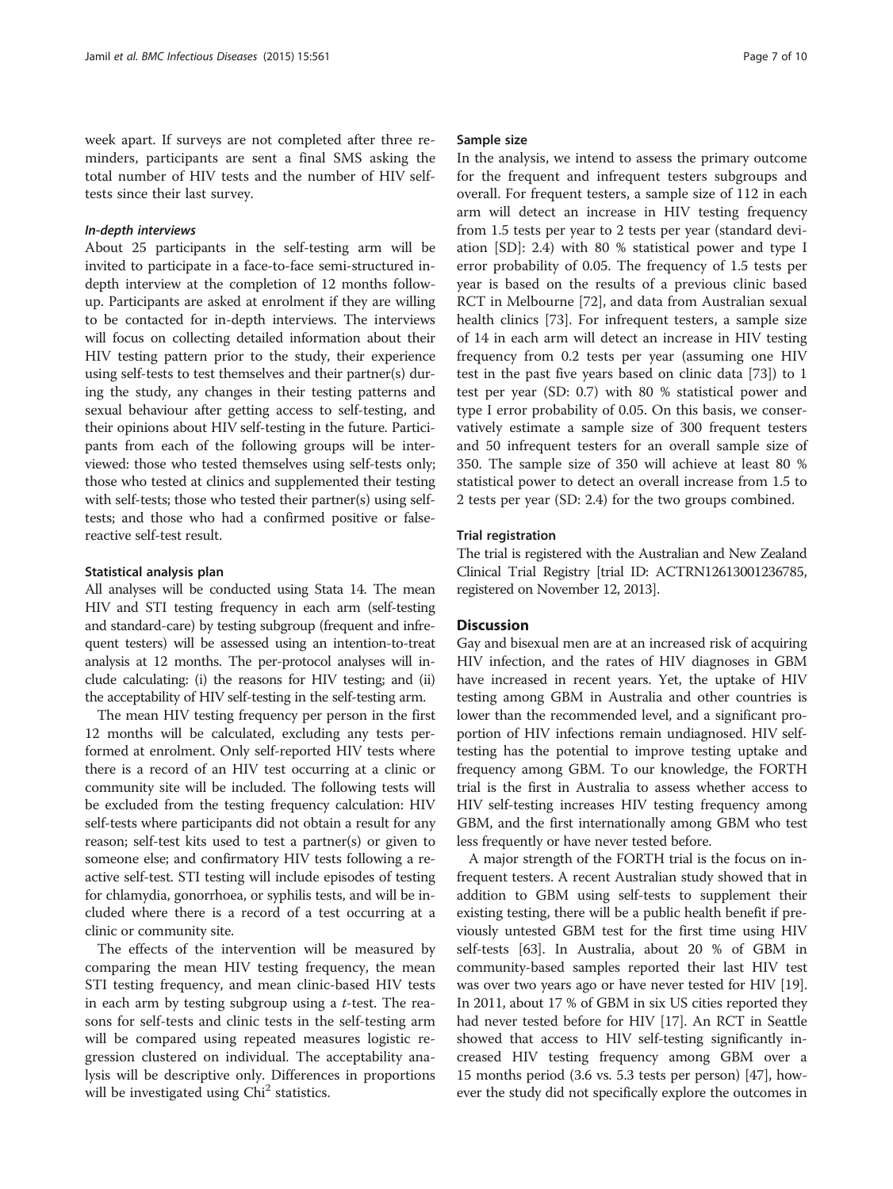week apart. If surveys are not completed after three reminders, participants are sent a final SMS asking the total number of HIV tests and the number of HIV self-tests since their last survey.

#### *In-depth interviews*

About 25 participants in the self-testing arm will be invited to participate in a face-to-face semi-structured in-depth interview at the completion of 12 months follow-up. Participants are asked at enrolment if they are willing to be contacted for in-depth interviews. The interviews will focus on collecting detailed information about their HIV testing pattern prior to the study, their experience using self-tests to test themselves and their partner(s) during the study, any changes in their testing patterns and sexual behaviour after getting access to self-testing, and their opinions about HIV self-testing in the future. Participants from each of the following groups will be interviewed: those who tested themselves using self-tests only; those who tested at clinics and supplemented their testing with self-tests; those who tested their partner(s) using self-tests; and those who had a confirmed positive or false-reactive self-test result.

### Statistical analysis plan

All analyses will be conducted using Stata 14. The mean HIV and STI testing frequency in each arm (self-testing and standard-care) by testing subgroup (frequent and infrequent testers) will be assessed using an intention-to-treat analysis at 12 months. The per-protocol analyses will include calculating: (i) the reasons for HIV testing; and (ii) the acceptability of HIV self-testing in the self-testing arm.

The mean HIV testing frequency per person in the first 12 months will be calculated, excluding any tests performed at enrolment. Only self-reported HIV tests where there is a record of an HIV test occurring at a clinic or community site will be included. The following tests will be excluded from the testing frequency calculation: HIV self-tests where participants did not obtain a result for any reason; self-test kits used to test a partner(s) or given to someone else; and confirmatory HIV tests following a reactive self-test. STI testing will include episodes of testing for chlamydia, gonorrhoea, or syphilis tests, and will be included where there is a record of a test occurring at a clinic or community site.

The effects of the intervention will be measured by comparing the mean HIV testing frequency, the mean STI testing frequency, and mean clinic-based HIV tests in each arm by testing subgroup using a *t*-test. The reasons for self-tests and clinic tests in the self-testing arm will be compared using repeated measures logistic regression clustered on individual. The acceptability analysis will be descriptive only. Differences in proportions will be investigated using $Chi^2$ statistics.

### Sample size

In the analysis, we intend to assess the primary outcome for the frequent and infrequent testers subgroups and overall. For frequent testers, a sample size of 112 in each arm will detect an increase in HIV testing frequency from 1.5 tests per year to 2 tests per year (standard deviation [SD]: 2.4) with 80 % statistical power and type I error probability of 0.05. The frequency of 1.5 tests per year is based on the results of a previous clinic based RCT in Melbourne [72], and data from Australian sexual health clinics [73]. For infrequent testers, a sample size of 14 in each arm will detect an increase in HIV testing frequency from 0.2 tests per year (assuming one HIV test in the past five years based on clinic data [73]) to 1 test per year (SD: 0.7) with 80 % statistical power and type I error probability of 0.05. On this basis, we conservatively estimate a sample size of 300 frequent testers and 50 infrequent testers for an overall sample size of 350. The sample size of 350 will achieve at least 80 % statistical power to detect an overall increase from 1.5 to 2 tests per year (SD: 2.4) for the two groups combined.

### Trial registration

The trial is registered with the Australian and New Zealand Clinical Trial Registry [trial ID: ACTRN12613001236785, registered on November 12, 2013].

## Discussion

Gay and bisexual men are at an increased risk of acquiring HIV infection, and the rates of HIV diagnoses in GBM have increased in recent years. Yet, the uptake of HIV testing among GBM in Australia and other countries is lower than the recommended level, and a significant proportion of HIV infections remain undiagnosed. HIV self-testing has the potential to improve testing uptake and frequency among GBM. To our knowledge, the FORTH trial is the first in Australia to assess whether access to HIV self-testing increases HIV testing frequency among GBM, and the first internationally among GBM who test less frequently or have never tested before.

A major strength of the FORTH trial is the focus on infrequent testers. A recent Australian study showed that in addition to GBM using self-tests to supplement their existing testing, there will be a public health benefit if previously untested GBM test for the first time using HIV self-tests [63]. In Australia, about 20 % of GBM in community-based samples reported their last HIV test was over two years ago or have never tested for HIV [19]. In 2011, about 17 % of GBM in six US cities reported they had never tested before for HIV [17]. An RCT in Seattle showed that access to HIV self-testing significantly increased HIV testing frequency among GBM over a 15 months period (3.6 vs. 5.3 tests per person) [47], however the study did not specifically explore the outcomes in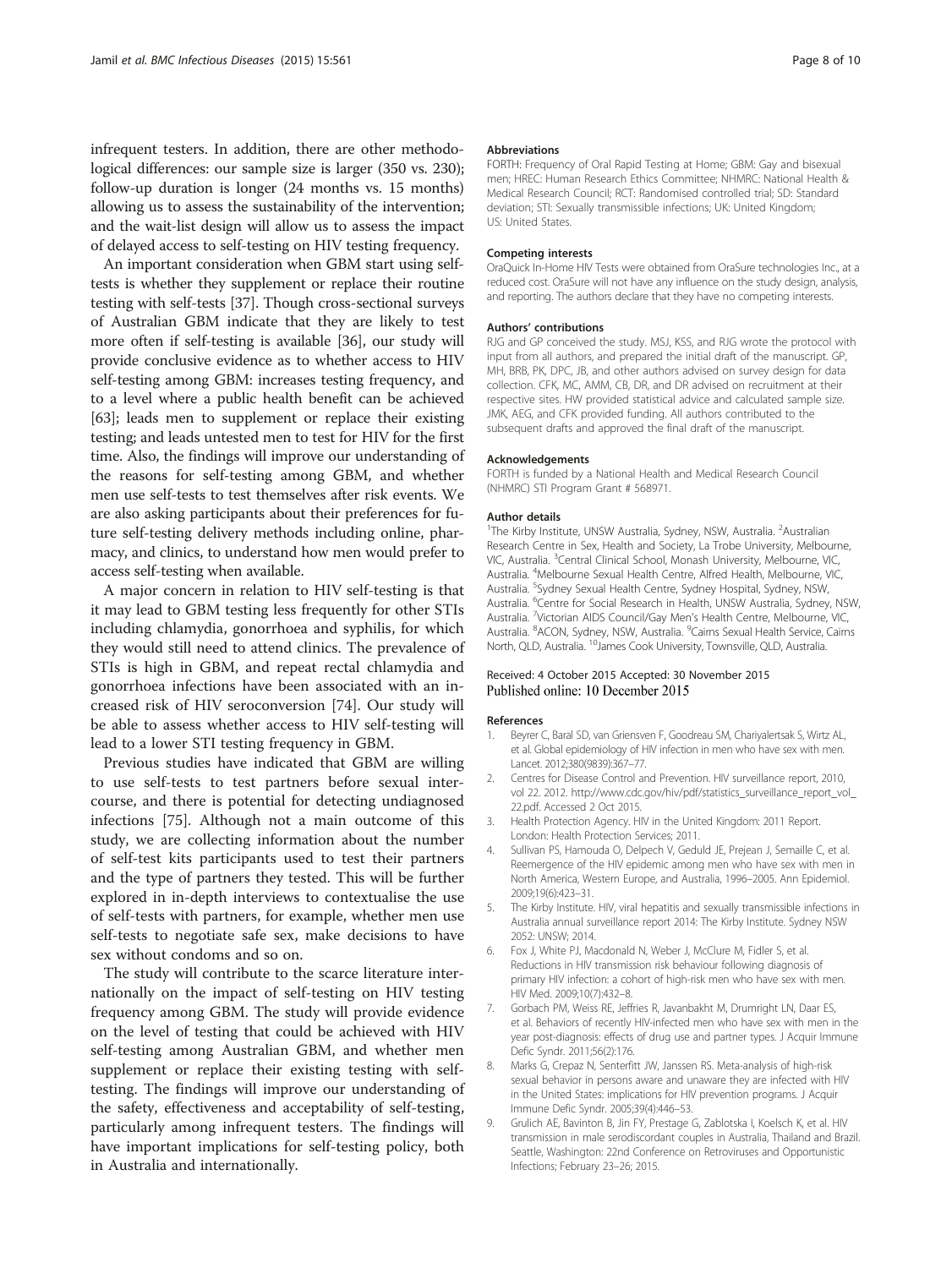infrequent testers. In addition, there are other methodological differences: our sample size is larger (350 vs. 230); follow-up duration is longer (24 months vs. 15 months) allowing us to assess the sustainability of the intervention; and the wait-list design will allow us to assess the impact of delayed access to self-testing on HIV testing frequency.

An important consideration when GBM start using self-tests is whether they supplement or replace their routine testing with self-tests [37]. Though cross-sectional surveys of Australian GBM indicate that they are likely to test more often if self-testing is available [36], our study will provide conclusive evidence as to whether access to HIV self-testing among GBM: increases testing frequency, and to a level where a public health benefit can be achieved [63]; leads men to supplement or replace their existing testing; and leads untested men to test for HIV for the first time. Also, the findings will improve our understanding of the reasons for self-testing among GBM, and whether men use self-tests to test themselves after risk events. We are also asking participants about their preferences for future self-testing delivery methods including online, pharmacy, and clinics, to understand how men would prefer to access self-testing when available.

A major concern in relation to HIV self-testing is that it may lead to GBM testing less frequently for other STIs including chlamydia, gonorrhoea and syphilis, for which they would still need to attend clinics. The prevalence of STIs is high in GBM, and repeat rectal chlamydia and gonorrhoea infections have been associated with an increased risk of HIV seroconversion [74]. Our study will be able to assess whether access to HIV self-testing will lead to a lower STI testing frequency in GBM.

Previous studies have indicated that GBM are willing to use self-tests to test partners before sexual intercourse, and there is potential for detecting undiagnosed infections [75]. Although not a main outcome of this study, we are collecting information about the number of self-test kits participants used to test their partners and the type of partners they tested. This will be further explored in in-depth interviews to contextualise the use of self-tests with partners, for example, whether men use self-tests to negotiate safe sex, make decisions to have sex without condoms and so on.

The study will contribute to the scarce literature internationally on the impact of self-testing on HIV testing frequency among GBM. The study will provide evidence on the level of testing that could be achieved with HIV self-testing among Australian GBM, and whether men supplement or replace their existing testing with self-testing. The findings will improve our understanding of the safety, effectiveness and acceptability of self-testing, particularly among infrequent testers. The findings will have important implications for self-testing policy, both in Australia and internationally.

#### Abbreviations
FORTH: Frequency of Oral Rapid Testing at Home; GBM: Gay and bisexual men; HREC: Human Research Ethics Committee; NHMRC: National Health & Medical Research Council; RCT: Randomised controlled trial; SD: Standard deviation; STI: Sexually transmissible infections; UK: United Kingdom; US: United States.

#### Competing interests
OraQuick In-Home HIV Tests were obtained from OraSure technologies Inc., at a reduced cost. OraSure will not have any influence on the study design, analysis, and reporting. The authors declare that they have no competing interests.

#### Authors' contributions
RJG and GP conceived the study. MSJ, KSS, and RJG wrote the protocol with input from all authors, and prepared the initial draft of the manuscript. GP, MH, BRB, PK, DPC, JB, and other authors advised on survey design for data collection. CFK, MC, AMM, CB, DR, and DR advised on recruitment at their respective sites. HW provided statistical advice and calculated sample size. JMK, AEG, and CFK provided funding. All authors contributed to the subsequent drafts and approved the final draft of the manuscript.

#### Acknowledgements
FORTH is funded by a National Health and Medical Research Council (NHMRC) STI Program Grant # 568971.

#### Author details
[1]The Kirby Institute, UNSW Australia, Sydney, NSW, Australia. [2]Australian Research Centre in Sex, Health and Society, La Trobe University, Melbourne, VIC, Australia. [3]Central Clinical School, Monash University, Melbourne, VIC, Australia. [4]Melbourne Sexual Health Centre, Alfred Health, Melbourne, VIC, Australia. [5]Sydney Sexual Health Centre, Sydney Hospital, Sydney, NSW, Australia. [6]Centre for Social Research in Health, UNSW Australia, Sydney, NSW, Australia. [7]Victorian AIDS Council/Gay Men's Health Centre, Melbourne, VIC, Australia. [8]ACON, Sydney, NSW, Australia. [9]Cairns Sexual Health Service, Cairns North, QLD, Australia. [10]James Cook University, Townsville, QLD, Australia.

Received: 4 October 2015 Accepted: 30 November 2015
Published online: 10 December 2015

#### References
1. Beyrer C, Baral SD, van Griensven F, Goodreau SM, Chariyalertsak S, Wirtz AL, et al. Global epidemiology of HIV infection in men who have sex with men. Lancet. 2012;380(9839):367–77.
2. Centres for Disease Control and Prevention. HIV surveillance report, 2010, vol 22. 2012. http://www.cdc.gov/hiv/pdf/statistics_surveillance_report_vol_22.pdf. Accessed 2 Oct 2015.
3. Health Protection Agency. HIV in the United Kingdom: 2011 Report. London: Health Protection Services; 2011.
4. Sullivan PS, Hamouda O, Delpech V, Geduld JE, Prejean J, Semaille C, et al. Reemergence of the HIV epidemic among men who have sex with men in North America, Western Europe, and Australia, 1996–2005. Ann Epidemiol. 2009;19(6):423–31.
5. The Kirby Institute. HIV, viral hepatitis and sexually transmissible infections in Australia annual surveillance report 2014: The Kirby Institute. Sydney NSW 2052: UNSW; 2014.
6. Fox J, White PJ, Macdonald N, Weber J, McClure M, Fidler S, et al. Reductions in HIV transmission risk behaviour following diagnosis of primary HIV infection: a cohort of high-risk men who have sex with men. HIV Med. 2009;10(7):432–8.
7. Gorbach PM, Weiss RE, Jeffries R, Javanbakht M, Drumright LN, Daar ES, et al. Behaviors of recently HIV-infected men who have sex with men in the year post-diagnosis: effects of drug use and partner types. J Acquir Immune Defic Syndr. 2011;56(2):176.
8. Marks G, Crepaz N, Senterfitt JW, Janssen RS. Meta-analysis of high-risk sexual behavior in persons aware and unaware they are infected with HIV in the United States: implications for HIV prevention programs. J Acquir Immune Defic Syndr. 2005;39(4):446–53.
9. Grulich AE, Bavinton B, Jin FY, Prestage G, Zablotska I, Koelsch K, et al. HIV transmission in male serodiscordant couples in Australia, Thailand and Brazil. Seattle, Washington: 22nd Conference on Retroviruses and Opportunistic Infections; February 23–26; 2015.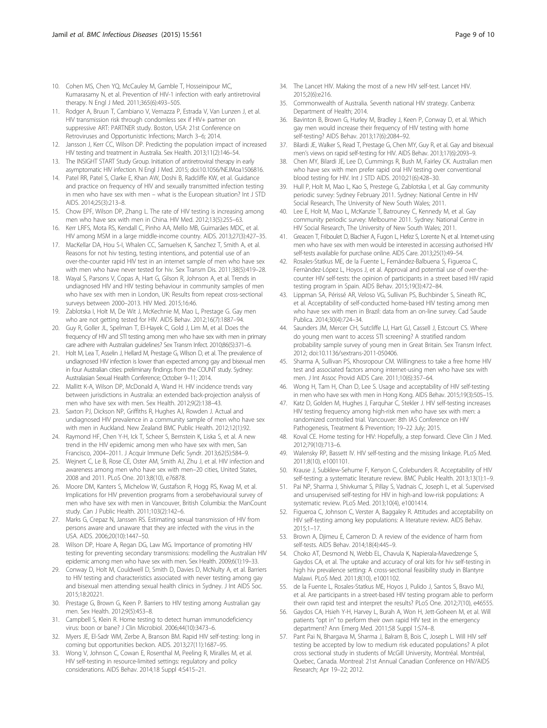10. Cohen MS, Chen YQ, McCauley M, Gamble T, Hosseinipour MC, Kumarasamy N, et al. Prevention of HIV-1 infection with early antiretroviral therapy. N Engl J Med. 2011;365(6):493–505.
11. Rodger A, Bruun T, Cambiano V, Vernazza P, Estrada V, Van Lunzen J, et al. HIV transmission risk through condomless sex if HIV+ partner on suppressive ART: PARTNER study. Boston, USA: 21st Conference on Retroviruses and Opportunistic Infections; March 3–6; 2014.
12. Jansson J, Kerr CC, Wilson DP. Predicting the population impact of increased HIV testing and treatment in Australia. Sex Health. 2013;11(2):146–54.
13. The INSIGHT START Study Group. Initiation of antiretroviral therapy in early asymptomatic HIV infection. N Engl J Med. 2015; doi:10.1056/NEJMoa1506816.
14. Patel RR, Patel S, Clarke E, Khan AW, Doshi B, Radcliffe KW, et al. Guidance and practice on frequency of HIV and sexually transmitted infection testing in men who have sex with men – what is the European situation? Int J STD AIDS. 2014;25(3):213–8.
15. Chow EPF, Wilson DP, Zhang L. The rate of HIV testing is increasing among men who have sex with men in China. HIV Med. 2012;13(5):255–63.
16. Kerr LRFS, Mota RS, Kendall C, Pinho AA, Mello MB, Guimarães MDC, et al. HIV among MSM in a large middle-income country. AIDS. 2013;27(3):427–35.
17. MacKellar DA, Hou S-I, Whalen CC, Samuelsen K, Sanchez T, Smith A, et al. Reasons for not hiv testing, testing intentions, and potential use of an over-the-counter rapid HIV test in an internet sample of men who have sex with men who have never tested for hiv. Sex Transm Dis. 2011;38(5):419–28.
18. Wayal S, Parsons V, Copas A, Hart G, Gilson R, Johnson A, et al. Trends in undiagnosed HIV and HIV testing behaviour in community samples of men who have sex with men in London, UK: Results from repeat cross-sectional surveys between 2000–2013. HIV Med. 2015;16:46.
19. Zablotska I, Holt M, De Wit J, McKechnie M, Mao L, Prestage G. Gay men who are not getting tested for HIV. AIDS Behav. 2012;16(7):1887–94.
20. Guy R, Goller JL, Spelman T, El-Hayek C, Gold J, Lim M, et al. Does the frequency of HIV and STI testing among men who have sex with men in primary care adhere with Australian guidelines? Sex Transm Infect. 2010;86(5):371–6.
21. Holt M, Lea T, Asselin J, Hellard M, Prestage G, Wilson D, et al. The prevalence of undiagnosed HIV infection is lower than expected among gay and bisexual men in four Australian cities: preliminary findings from the COUNT study. Sydney: Australasian Sexual Health Conference; October 9–11; 2014.
22. Mallitt K-A, Wilson DP, McDonald A, Wand H. HIV incidence trends vary between jurisdictions in Australia: an extended back-projection analysis of men who have sex with men. Sex Health. 2012;9(2):138–43.
23. Saxton PJ, Dickson NP, Griffiths R, Hughes AJ, Rowden J. Actual and undiagnosed HIV prevalence in a community sample of men who have sex with men in Auckland. New Zealand BMC Public Health. 2012;12(1):92.
24. Raymond HF, Chen Y-H, Ick T, Scheer S, Bernstein K, Liska S, et al. A new trend in the HIV epidemic among men who have sex with men, San Francisco, 2004–2011. J Acquir Immune Defic Syndr. 2013;62(5):584–9.
25. Wejnert C, Le B, Rose CE, Oster AM, Smith AJ, Zhu J, et al. HIV infection and awareness among men who have sex with men–20 cities, United States, 2008 and 2011. PLoS One. 2013;8(10), e76878.
26. Moore DM, Kanters S, Michelow W, Gustafson R, Hogg RS, Kwag M, et al. Implications for HIV prevention programs from a serobehavioural survey of men who have sex with men in Vancouver, British Columbia: the ManCount study. Can J Public Health. 2011;103(2):142–6.
27. Marks G, Crepaz N, Janssen RS. Estimating sexual transmission of HIV from persons aware and unaware that they are infected with the virus in the USA. AIDS. 2006;20(10):1447–50.
28. Wilson DP, Hoare A, Regan DG, Law MG. Importance of promoting HIV testing for preventing secondary transmissions: modelling the Australian HIV epidemic among men who have sex with men. Sex Health. 2009;6(1):19–33.
29. Conway D, Holt M, Couldwell D, Smith D, Davies D, McNulty A, et al. Barriers to HIV testing and characteristics associated with never testing among gay and bisexual men attending sexual health clinics in Sydney. J Int AIDS Soc. 2015;18:20221.
30. Prestage G, Brown G, Keen P. Barriers to HIV testing among Australian gay men. Sex Health. 2012;9(5):453–8.
31. Campbell S, Klein R. Home testing to detect human immunodeficiency virus: boon or bane? J Clin Microbiol. 2006;44(10):3473–6.
32. Myers JE, El-Sadr WM, Zerbe A, Branson BM. Rapid HIV self-testing: long in coming but opportunities beckon. AIDS. 2013;27(11):1687–95.
33. Wong V, Johnson C, Cowan E, Rosenthal M, Peeling R, Miralles M, et al. HIV self-testing in resource-limited settings: regulatory and policy considerations. AIDS Behav. 2014;18 Suppl 4:S415–21.
34. The Lancet HIV. Making the most of a new HIV self-test. Lancet HIV. 2015;2(6):e216.
35. Commonwealth of Australia. Seventh national HIV strategy. Canberra: Department of Health; 2014.
36. Bavinton B, Brown G, Hurley M, Bradley J, Keen P, Conway D, et al. Which gay men would increase their frequency of HIV testing with home self-testing? AIDS Behav. 2013;17(6):2084–92.
37. Bilardi JE, Walker S, Read T, Prestage G, Chen MY, Guy R, et al. Gay and bisexual men's views on rapid self-testing for HIV. AIDS Behav. 2013;17(6):2093–9.
38. Chen MY, Bilardi JE, Lee D, Cummings R, Bush M, Fairley CK. Australian men who have sex with men prefer rapid oral HIV testing over conventional blood testing for HIV. Int J STD AIDS. 2010;21(6):428–30.
39. Hull P, Holt M, Mao L, Kao S, Prestege G, Zablotska I, et al. Gay community periodic survey: Sydney February 2011. Sydney: National Centre in HIV Social Research, The University of New South Wales; 2011.
40. Lee E, Holt M, Mao L, McKanzie T, Batrouney C, Kennedy M, et al. Gay community periodic survey: Melbourne 2011. Sydney: National Centre in HIV Social Research, The University of New South Wales; 2011.
41. Greacen T, Friboulet D, Blachier A, Fugon L, Hefez S, Lorente N, et al. Internet-using men who have sex with men would be interested in accessing authorised HIV self-tests available for purchase online. AIDS Care. 2013;25(1):49–54.
42. Rosales-Statkus ME, de la Fuente L, Fernández-Balbuena S, Figueroa C, Fernàndez-López L, Hoyos J, et al. Approval and potential use of over-the-counter HIV self-tests: the opinion of participants in a street based HIV rapid testing program in Spain. AIDS Behav. 2015;19(3):472–84.
43. Lippman SA, Périssé AR, Veloso VG, Sullivan PS, Buchbinder S, Sineath RC, et al. Acceptability of self-conducted home-based HIV testing among men who have sex with men in Brazil: data from an on-line survey. Cad Saude Publica. 2014;30(4):724–34.
44. Saunders JM, Mercer CH, Sutcliffe LJ, Hart GJ, Cassell J, Estcourt CS. Where do young men want to access STI screening? A stratified random probability sample survey of young men in Great Britain. Sex Transm Infect. 2012; doi:10.1136/sextrans-2011-050406.
45. Sharma A, Sullivan PS, Khosropour CM. Willingness to take a free home HIV test and associated factors among internet-using men who have sex with men. J Int Assoc Provid AIDS Care. 2011;10(6):357–64.
46. Wong H, Tam H, Chan D, Lee S. Usage and acceptability of HIV self-testing in men who have sex with men in Hong Kong. AIDS Behav. 2015;19(3):505–15.
47. Katz D, Golden M, Hughes J, Farquhar C, Stekler J. HIV self-testing increases HIV testing frequency among high-risk men who have sex with men: a randomized controlled trial. Vancouver: 8th IAS Conference on HIV Pathogenesis, Treatment & Prevention; 19–22 July; 2015.
48. Koval CE. Home testing for HIV: Hopefully, a step forward. Cleve Clin J Med. 2012;79(10):713–6.
49. Walensky RP, Bassett IV. HIV self-testing and the missing linkage. PLoS Med. 2011;8(10), e1001101.
50. Krause J, Subklew-Sehume F, Kenyon C, Colebunders R. Acceptability of HIV self-testing: a systematic literature review. BMC Public Health. 2013;13(1):1–9.
51. Pai NP, Sharma J, Shivkumar S, Pillay S, Vadnais C, Joseph L, et al. Supervised and unsupervised self-testing for HIV in high- and low-risk populations: A systematic review. PLoS Med. 2013;10(4), e1001414.
52. Figueroa C, Johnson C, Verster A, Baggaley R. Attitudes and acceptability on HIV self-testing among key populations: A literature review. AIDS Behav. 2015;1–17.
53. Brown A, Djimeu E, Cameron D. A review of the evidence of harm from self-tests. AIDS Behav. 2014;18(4):445–9.
54. Choko AT, Desmond N, Webb EL, Chavula K, Napierala-Mavedzenge S, Gaydos CA, et al. The uptake and accuracy of oral kits for hiv self-testing in high hiv prevalence setting: A cross-sectional feasibility study in Blantyre Malawi. PLoS Med. 2011;8(10), e1001102.
55. de la Fuente L, Rosales-Statkus ME, Hoyos J, Pulido J, Santos S, Bravo MJ, et al. Are participants in a street-based HIV testing program able to perform their own rapid test and interpret the results? PLoS One. 2012;7(10), e46555.
56. Gaydos CA, Hsieh Y-H, Harvey L, Burah A, Won H, Jett-Goheen M, et al. Will patients "opt in" to perform their own rapid HIV test in the emergency department? Ann Emerg Med. 2011;58 Suppl 1:S74–8.
57. Pant Pai N, Bhargava M, Sharma J, Balram B, Bois C, Joseph L. Will HIV self testing be accepted by low to medium risk educated populations? A pilot cross sectional study in students of McGill University, Montréal. Montréal, Quebec, Canada. Montreal: 21st Annual Canadian Conference on HIV/AIDS Research; Apr 19–22; 2012.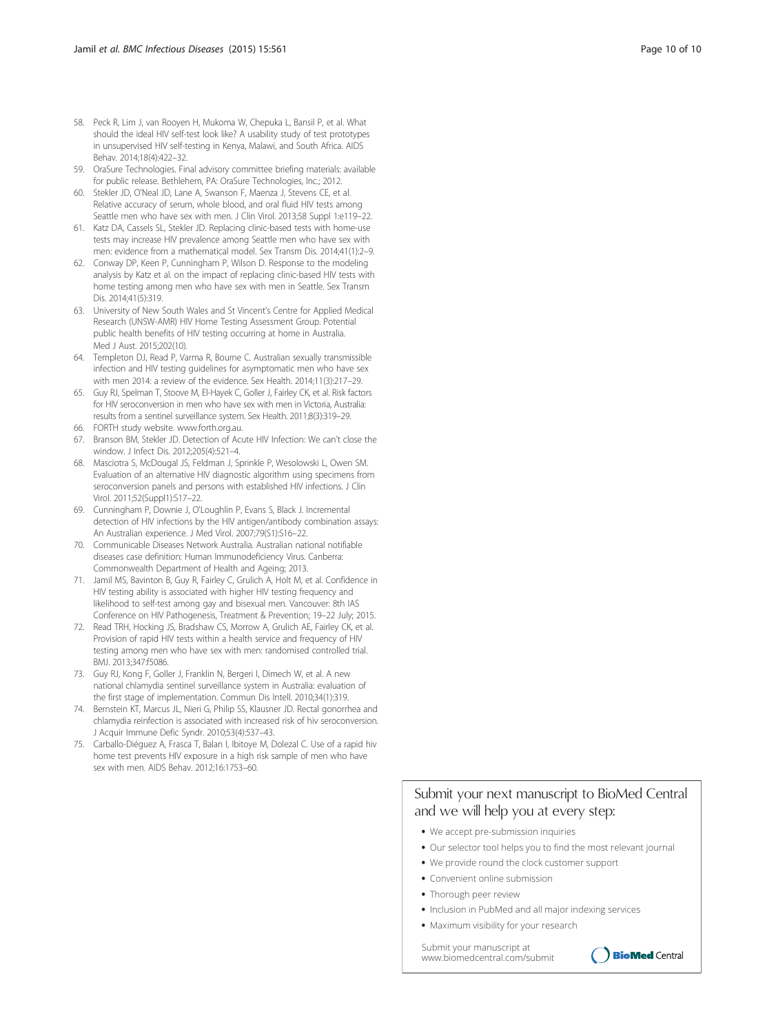58. Peck R, Lim J, van Rooyen H, Mukoma W, Chepuka L, Bansil P, et al. What should the ideal HIV self-test look like? A usability study of test prototypes in unsupervised HIV self-testing in Kenya, Malawi, and South Africa. AIDS Behav. 2014;18(4):422–32.
59. OraSure Technologies. Final advisory committee briefing materials: available for public release. Bethlehem, PA: OraSure Technologies, Inc.; 2012.
60. Stekler JD, O'Neal JD, Lane A, Swanson F, Maenza J, Stevens CE, et al. Relative accuracy of serum, whole blood, and oral fluid HIV tests among Seattle men who have sex with men. J Clin Virol. 2013;58 Suppl 1:e119–22.
61. Katz DA, Cassels SL, Stekler JD. Replacing clinic-based tests with home-use tests may increase HIV prevalence among Seattle men who have sex with men: evidence from a mathematical model. Sex Transm Dis. 2014;41(1):2–9.
62. Conway DP, Keen P, Cunningham P, Wilson D. Response to the modeling analysis by Katz et al. on the impact of replacing clinic-based HIV tests with home testing among men who have sex with men in Seattle. Sex Transm Dis. 2014;41(5):319.
63. University of New South Wales and St Vincent's Centre for Applied Medical Research (UNSW-AMR) HIV Home Testing Assessment Group. Potential public health benefits of HIV testing occurring at home in Australia. Med J Aust. 2015;202(10).
64. Templeton DJ, Read P, Varma R, Bourne C. Australian sexually transmissible infection and HIV testing guidelines for asymptomatic men who have sex with men 2014: a review of the evidence. Sex Health. 2014;11(3):217–29.
65. Guy RJ, Spelman T, Stoove M, El-Hayek C, Goller J, Fairley CK, et al. Risk factors for HIV seroconversion in men who have sex with men in Victoria, Australia: results from a sentinel surveillance system. Sex Health. 2011;8(3):319–29.
66. FORTH study website. www.forth.org.au.
67. Branson BM, Stekler JD. Detection of Acute HIV Infection: We can't close the window. J Infect Dis. 2012;205(4):521–4.
68. Masciotra S, McDougal JS, Feldman J, Sprinkle P, Wesolowski L, Owen SM. Evaluation of an alternative HIV diagnostic algorithm using specimens from seroconversion panels and persons with established HIV infections. J Clin Virol. 2011;52(Suppl1):S17–22.
69. Cunningham P, Downie J, O'Loughlin P, Evans S, Black J. Incremental detection of HIV infections by the HIV antigen/antibody combination assays: An Australian experience. J Med Virol. 2007;79(S1):S16–22.
70. Communicable Diseases Network Australia. Australian national notifiable diseases case definition: Human Immunodeficiency Virus. Canberra: Commonwealth Department of Health and Ageing; 2013.
71. Jamil MS, Bavinton B, Guy R, Fairley C, Grulich A, Holt M, et al. Confidence in HIV testing ability is associated with higher HIV testing frequency and likelihood to self-test among gay and bisexual men. Vancouver: 8th IAS Conference on HIV Pathogenesis, Treatment & Prevention; 19–22 July; 2015.
72. Read TRH, Hocking JS, Bradshaw CS, Morrow A, Grulich AE, Fairley CK, et al. Provision of rapid HIV tests within a health service and frequency of HIV testing among men who have sex with men: randomised controlled trial. BMJ. 2013;347:f5086.
73. Guy RJ, Kong F, Goller J, Franklin N, Bergeri I, Dimech W, et al. A new national chlamydia sentinel surveillance system in Australia: evaluation of the first stage of implementation. Commun Dis Intell. 2010;34(1):319.
74. Bernstein KT, Marcus JL, Nieri G, Philip SS, Klausner JD. Rectal gonorrhea and chlamydia reinfection is associated with increased risk of hiv seroconversion. J Acquir Immune Defic Syndr. 2010;53(4):537–43.
75. Carballo-Diéguez A, Frasca T, Balan I, Ibitoye M, Dolezal C. Use of a rapid hiv home test prevents HIV exposure in a high risk sample of men who have sex with men. AIDS Behav. 2012;16:1753–60.